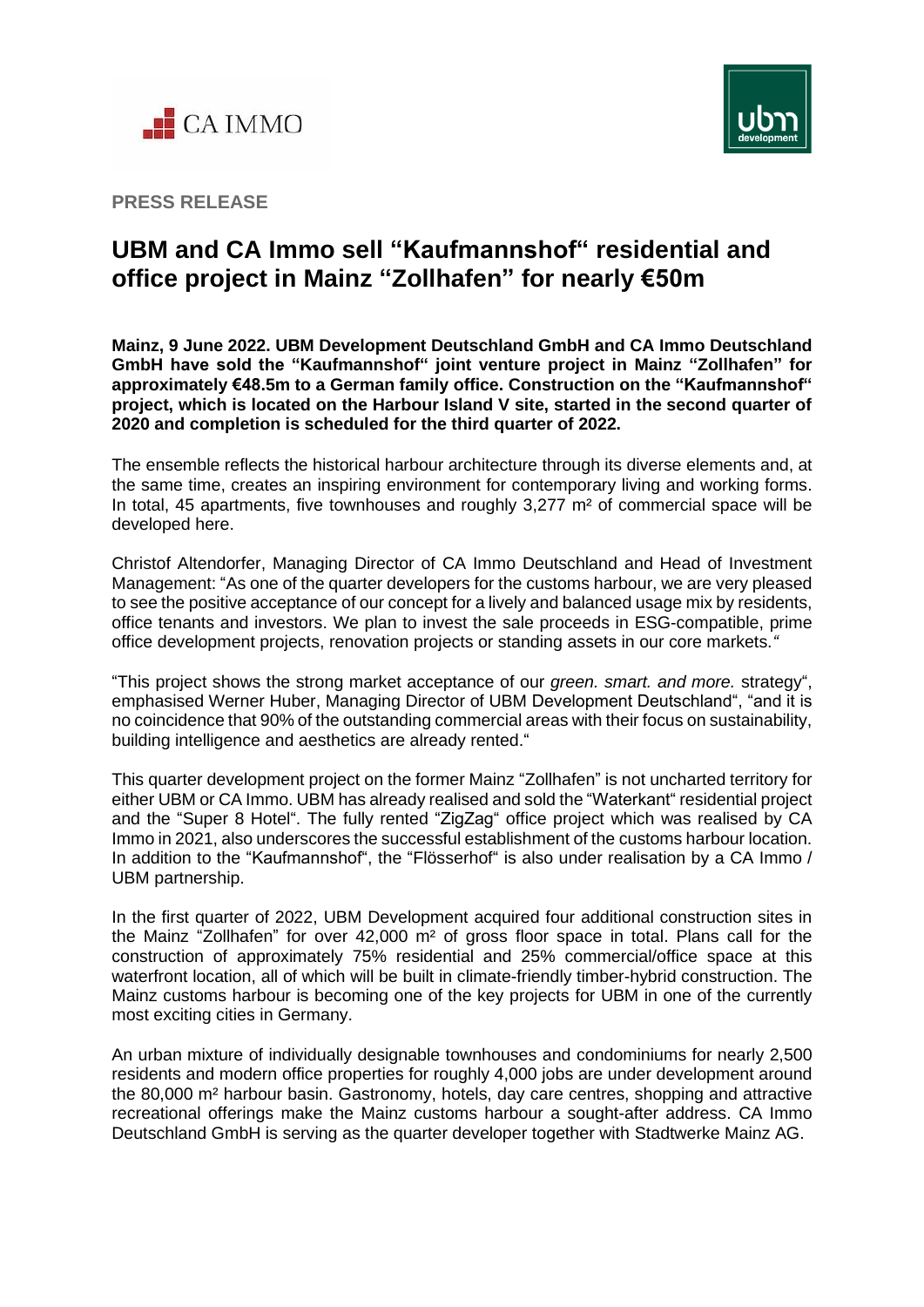**PRESS RELEASE**

# UBM and CA Immo sell "Kaufmannshof" residential and office project in Mainz "Zollhafen" for nearly €50m

**Mainz, 9 June 2022. UBM Development Deutschland GmbH and CA Immo Deutschland GmbH have sold the "Kaufmannshof" joint venture project in Mainz "Zollhafen" for approximately €48.5m to a German family office. Construction on the "Kaufmannshof" project, which is located on the Harbour Island V site, started in the second quarter of 2020 and completion is scheduled for the third quarter of 2022.**

The ensemble reflects the historical harbour architecture through its diverse elements and, at the same time, creates an inspiring environment for contemporary living and working forms. In total, 45 apartments, five townhouses and roughly 3,277 m² of commercial space will be developed here.

Christof Altendorfer, Managing Director of CA Immo Deutschland and Head of Investment Management: "As one of the quarter developers for the customs harbour, we are very pleased to see the positive acceptance of our concept for a lively and balanced usage mix by residents, office tenants and investors. We plan to invest the sale proceeds in ESG-compatible, prime office development projects, renovation projects or standing assets in our core markets."

"This project shows the strong market acceptance of our *green. smart. and more.* strategy", emphasised Werner Huber, Managing Director of UBM Development Deutschland", "and it is no coincidence that 90% of the outstanding commercial areas with their focus on sustainability, building intelligence and aesthetics are already rented."

This quarter development project on the former Mainz "Zollhafen" is not uncharted territory for either UBM or CA Immo. UBM has already realised and sold the "Waterkant" residential project and the "Super 8 Hotel". The fully rented "ZigZag" office project which was realised by CA Immo in 2021, also underscores the successful establishment of the customs harbour location. In addition to the "Kaufmannshof", the "Flösserhof" is also under realisation by a CA Immo / UBM partnership.

In the first quarter of 2022, UBM Development acquired four additional construction sites in the Mainz "Zollhafen" for over 42,000 m² of gross floor space in total. Plans call for the construction of approximately 75% residential and 25% commercial/office space at this waterfront location, all of which will be built in climate-friendly timber-hybrid construction. The Mainz customs harbour is becoming one of the key projects for UBM in one of the currently most exciting cities in Germany.

An urban mixture of individually designable townhouses and condominiums for nearly 2,500 residents and modern office properties for roughly 4,000 jobs are under development around the 80,000 m² harbour basin. Gastronomy, hotels, day care centres, shopping and attractive recreational offerings make the Mainz customs harbour a sought-after address. CA Immo Deutschland GmbH is serving as the quarter developer together with Stadtwerke Mainz AG.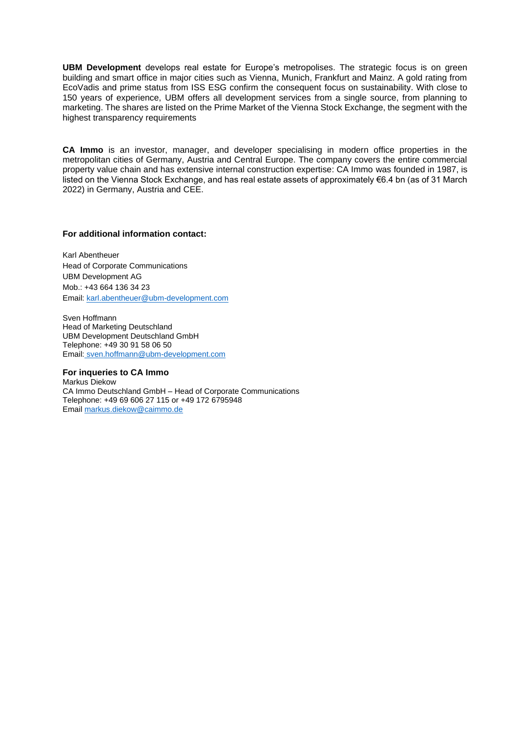**UBM Development** develops real estate for Europe's metropolises. The strategic focus is on green building and smart office in major cities such as Vienna, Munich, Frankfurt and Mainz. A gold rating from EcoVadis and prime status from ISS ESG confirm the consequent focus on sustainability. With close to 150 years of experience, UBM offers all development services from a single source, from planning to marketing. The shares are listed on the Prime Market of the Vienna Stock Exchange, the segment with the highest transparency requirements

**CA Immo** is an investor, manager, and developer specialising in modern office properties in the metropolitan cities of Germany, Austria and Central Europe. The company covers the entire commercial property value chain and has extensive internal construction expertise: CA Immo was founded in 1987, is listed on the Vienna Stock Exchange, and has real estate assets of approximately €6.4 bn (as of 31 March 2022) in Germany, Austria and CEE.

**For additional information contact:**

Karl Abentheuer
Head of Corporate Communications
UBM Development AG
Mob.: +43 664 136 34 23
Email: karl.abentheuer@ubm-development.com

Sven Hoffmann
Head of Marketing Deutschland
UBM Development Deutschland GmbH
Telephone: +49 30 91 58 06 50
Email: sven.hoffmann@ubm-development.com

**For inqueries to CA Immo**
Markus Diekow
CA Immo Deutschland GmbH – Head of Corporate Communications
Telephone: +49 69 606 27 115 or +49 172 6795948
Email markus.diekow@caimmo.de